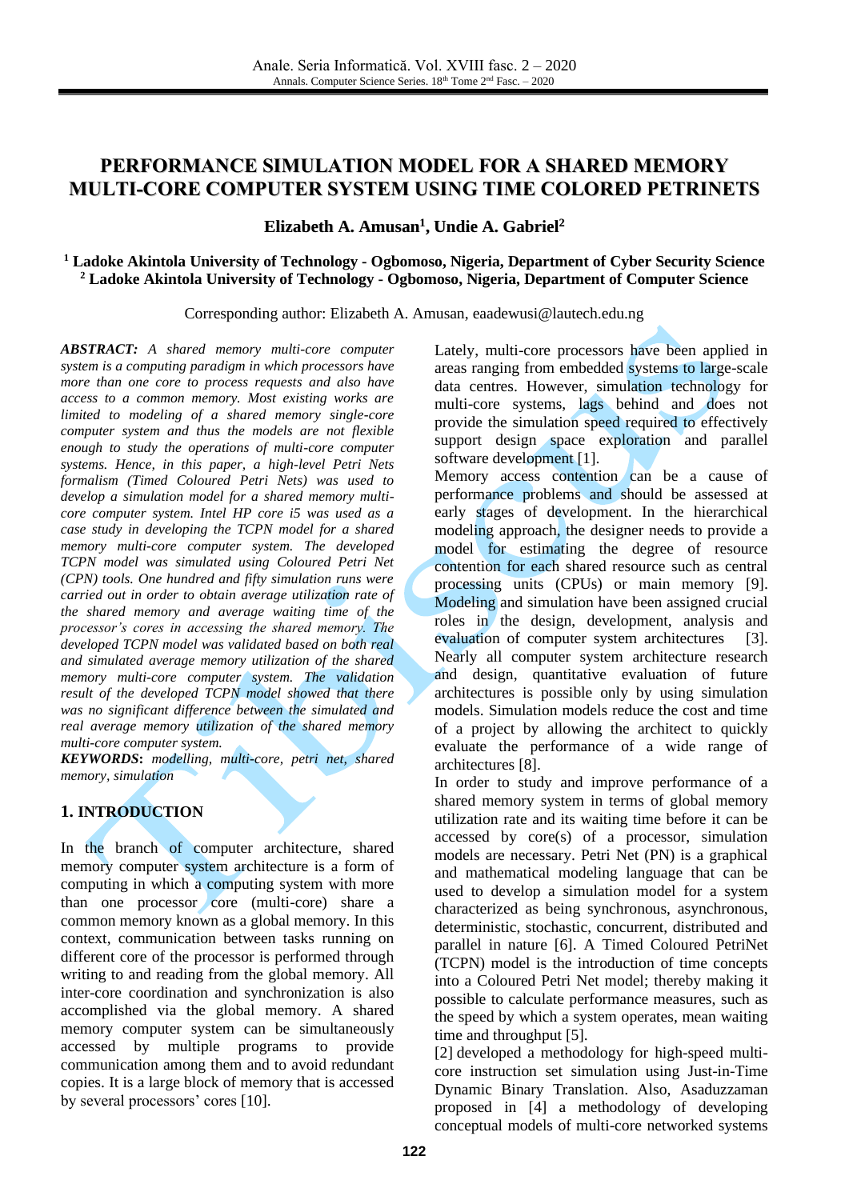# PERFORMANCE SIMULATION MODEL FOR A SHARED MEMORY MULTI-CORE COMPUTER SYSTEM USING TIME COLORED PETRINETS

**Elizabeth A. Amusan[1], Undie A. Gabriel[2]**

**[1] Ladoke Akintola University of Technology - Ogbomoso, Nigeria, Department of Cyber Security Science**
**[2] Ladoke Akintola University of Technology - Ogbomoso, Nigeria, Department of Computer Science**

Corresponding author: Elizabeth A. Amusan, eaadewusi@lautech.edu.ng

***ABSTRACT:*** *A shared memory multi-core computer system is a computing paradigm in which processors have more than one core to process requests and also have access to a common memory. Most existing works are limited to modeling of a shared memory single-core computer system and thus the models are not flexible enough to study the operations of multi-core computer systems. Hence, in this paper, a high-level Petri Nets formalism (Timed Coloured Petri Nets) was used to develop a simulation model for a shared memory multi-core computer system. Intel HP core i5 was used as a case study in developing the TCPN model for a shared memory multi-core computer system. The developed TCPN model was simulated using Coloured Petri Net (CPN) tools. One hundred and fifty simulation runs were carried out in order to obtain average utilization rate of the shared memory and average waiting time of the processor's cores in accessing the shared memory. The developed TCPN model was validated based on both real and simulated average memory utilization of the shared memory multi-core computer system. The validation result of the developed TCPN model showed that there was no significant difference between the simulated and real average memory utilization of the shared memory multi-core computer system.*

***KEYWORDS*****:** *modelling, multi-core, petri net, shared memory, simulation*

## 1. INTRODUCTION

In the branch of computer architecture, shared memory computer system architecture is a form of computing in which a computing system with more than one processor core (multi-core) share a common memory known as a global memory. In this context, communication between tasks running on different core of the processor is performed through writing to and reading from the global memory. All inter-core coordination and synchronization is also accomplished via the global memory. A shared memory computer system can be simultaneously accessed by multiple programs to provide communication among them and to avoid redundant copies. It is a large block of memory that is accessed by several processors' cores [10].

Lately, multi-core processors have been applied in areas ranging from embedded systems to large-scale data centres. However, simulation technology for multi-core systems, lags behind and does not provide the simulation speed required to effectively support design space exploration and parallel software development [1].

Memory access contention can be a cause of performance problems and should be assessed at early stages of development. In the hierarchical modeling approach, the designer needs to provide a model for estimating the degree of resource contention for each shared resource such as central processing units (CPUs) or main memory [9]. Modeling and simulation have been assigned crucial roles in the design, development, analysis and evaluation of computer system architectures [3]. Nearly all computer system architecture research and design, quantitative evaluation of future architectures is possible only by using simulation models. Simulation models reduce the cost and time of a project by allowing the architect to quickly evaluate the performance of a wide range of architectures [8].

In order to study and improve performance of a shared memory system in terms of global memory utilization rate and its waiting time before it can be accessed by core(s) of a processor, simulation models are necessary. Petri Net (PN) is a graphical and mathematical modeling language that can be used to develop a simulation model for a system characterized as being synchronous, asynchronous, deterministic, stochastic, concurrent, distributed and parallel in nature [6]. A Timed Coloured PetriNet (TCPN) model is the introduction of time concepts into a Coloured Petri Net model; thereby making it possible to calculate performance measures, such as the speed by which a system operates, mean waiting time and throughput [5].

[2] developed a methodology for high-speed multi-core instruction set simulation using Just-in-Time Dynamic Binary Translation. Also, Asaduzzaman proposed in [4] a methodology of developing conceptual models of multi-core networked systems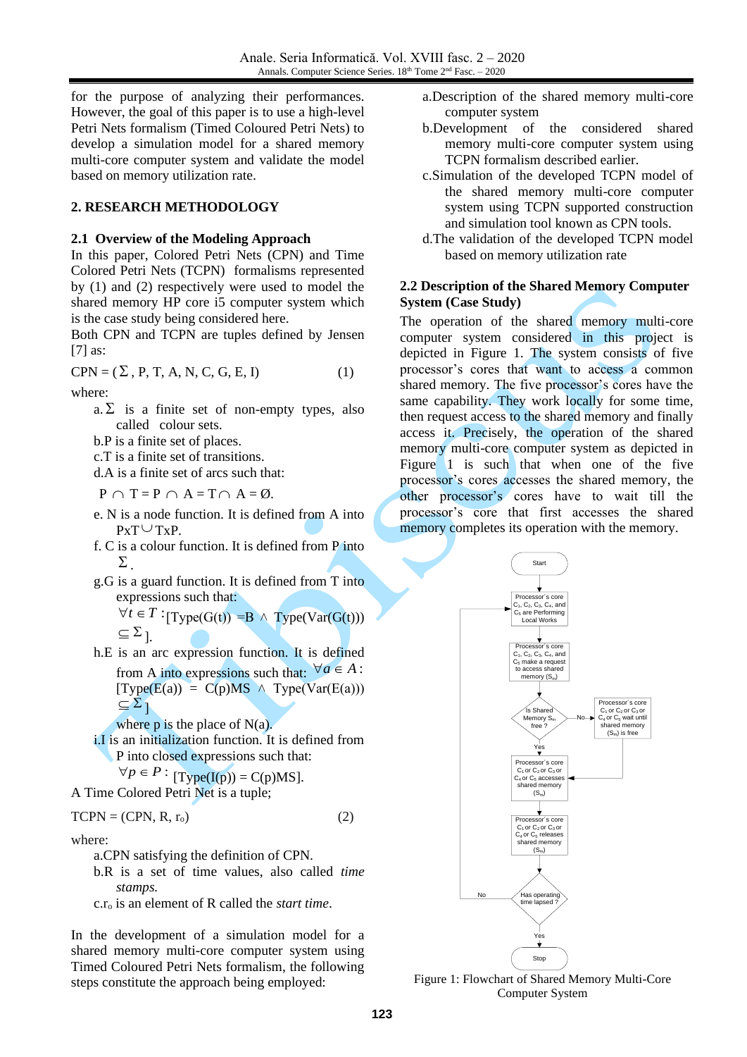for the purpose of analyzing their performances. However, the goal of this paper is to use a high-level Petri Nets formalism (Timed Coloured Petri Nets) to develop a simulation model for a shared memory multi-core computer system and validate the model based on memory utilization rate.

## 2. RESEARCH METHODOLOGY

### 2.1 Overview of the Modeling Approach

In this paper, Colored Petri Nets (CPN) and Time Colored Petri Nets (TCPN) formalisms represented by (1) and (2) respectively were used to model the shared memory HP core i5 computer system which is the case study being considered here.

Both CPN and TCPN are tuples defined by Jensen [7] as:

$$CPN = (\Sigma, P, T, A, N, C, G, E, I) \qquad (1)$$

where:

a. $\Sigma$ is a finite set of non-empty types, also called colour sets.

b. P is a finite set of places.

c. T is a finite set of transitions.

d. A is a finite set of arcs such that:

$P \cap T = P \cap A = T \cap A = \emptyset$.

e. N is a node function. It is defined from A into $P x T \cup T x P$.

f. C is a colour function. It is defined from P into $\Sigma$.

g. G is a guard function. It is defined from T into expressions such that:
$\forall t \in T : [Type(G(t)) = B \wedge Type(Var(G(t))) \subseteq \Sigma]$.

h. E is an arc expression function. It is defined from A into expressions such that: $\forall a \in A : [Type(E(a)) = C(p)MS \wedge Type(Var(E(a))) \subseteq \Sigma]$
where p is the place of N(a).

i. I is an initialization function. It is defined from P into closed expressions such that:
$\forall p \in P : [Type(I(p)) = C(p)MS]$.

A Time Colored Petri Net is a tuple;

$$TCPN = (CPN, R, r_o) \qquad (2)$$

where:

a. CPN satisfying the definition of CPN.

b. R is a set of time values, also called *time stamps.*

c. $r_o$ is an element of R called the *start time*.

In the development of a simulation model for a shared memory multi-core computer system using Timed Coloured Petri Nets formalism, the following steps constitute the approach being employed:

a. Description of the shared memory multi-core computer system

b. Development of the considered shared memory multi-core computer system using TCPN formalism described earlier.

c. Simulation of the developed TCPN model of the shared memory multi-core computer system using TCPN supported construction and simulation tool known as CPN tools.

d. The validation of the developed TCPN model based on memory utilization rate

### 2.2 Description of the Shared Memory Computer System (Case Study)

The operation of the shared memory multi-core computer system considered in this project is depicted in Figure 1. The system consists of five processor's cores that want to access a common shared memory. The five processor's cores have the same capability. They work locally for some time, then request access to the shared memory and finally access it. Precisely, the operation of the shared memory multi-core computer system as depicted in Figure 1 is such that when one of the five processor's cores accesses the shared memory, the other processor's cores have to wait till the processor's core that first accesses the shared memory completes its operation with the memory.

Start → Processor's core $C_1$, $C_2$, $C_3$, $C_4$, and $C_5$ are Performing Local Works → Processor's core $C_1$, $C_2$, $C_3$, $C_4$, and $C_5$ make a request to access shared memory ($S_m$) → Is Shared Memory $S_m$ free? (No → Processor's core $C_1$ or $C_2$ or $C_3$ or $C_4$ or $C_5$ wait until shared memory ($S_m$) is free) (Yes) → Processor's core $C_1$ or $C_2$ or $C_3$ or $C_4$ or $C_5$ accesses shared memory ($S_m$) → Processor's core $C_1$ or $C_2$ or $C_3$ or $C_4$ or $C_5$ releases shared memory ($S_m$) → Has operating time lapsed? (No → back to local works; Yes) → Stop

Figure 1: Flowchart of Shared Memory Multi-Core Computer System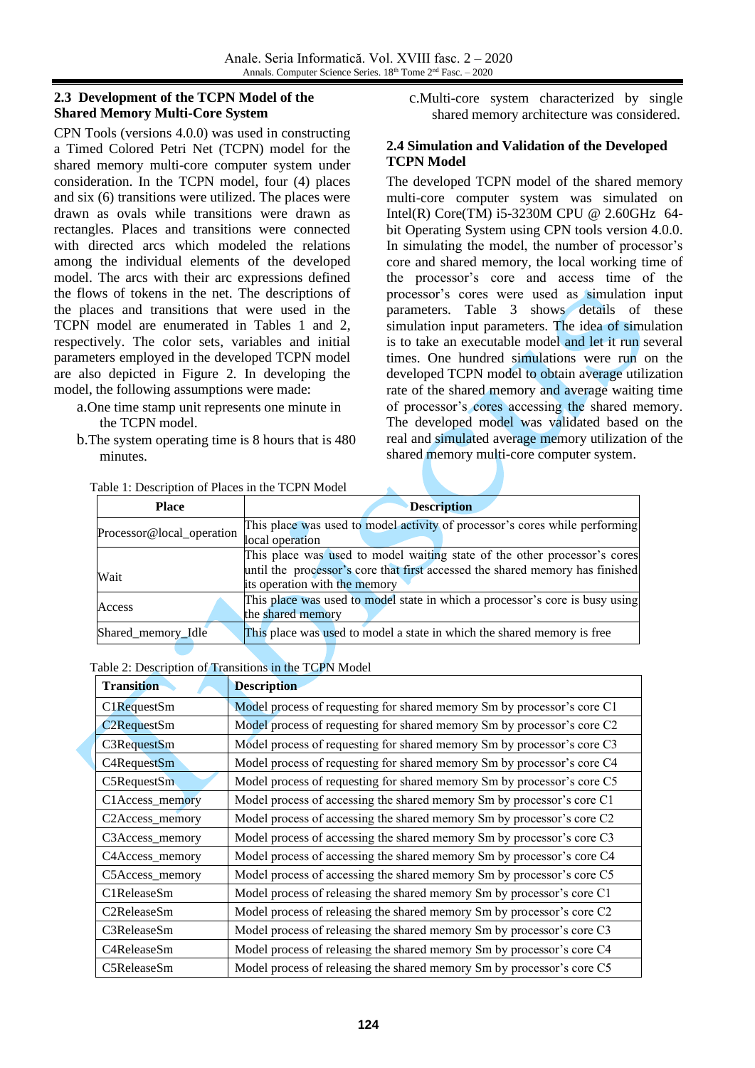## 2.3 Development of the TCPN Model of the Shared Memory Multi-Core System

CPN Tools (versions 4.0.0) was used in constructing a Timed Colored Petri Net (TCPN) model for the shared memory multi-core computer system under consideration. In the TCPN model, four (4) places and six (6) transitions were utilized. The places were drawn as ovals while transitions were drawn as rectangles. Places and transitions were connected with directed arcs which modeled the relations among the individual elements of the developed model. The arcs with their arc expressions defined the flows of tokens in the net. The descriptions of the places and transitions that were used in the TCPN model are enumerated in Tables 1 and 2, respectively. The color sets, variables and initial parameters employed in the developed TCPN model are also depicted in Figure 2. In developing the model, the following assumptions were made:

a. One time stamp unit represents one minute in the TCPN model.

b. The system operating time is 8 hours that is 480 minutes.

c. Multi-core system characterized by single shared memory architecture was considered.

## 2.4 Simulation and Validation of the Developed TCPN Model

The developed TCPN model of the shared memory multi-core computer system was simulated on Intel(R) Core(TM) i5-3230M CPU @ 2.60GHz 64-bit Operating System using CPN tools version 4.0.0. In simulating the model, the number of processor's core and shared memory, the local working time of the processor's core and access time of the processor's cores were used as simulation input parameters. Table 3 shows details of these simulation input parameters. The idea of simulation is to take an executable model and let it run several times. One hundred simulations were run on the developed TCPN model to obtain average utilization rate of the shared memory and average waiting time of processor's cores accessing the shared memory. The developed model was validated based on the real and simulated average memory utilization of the shared memory multi-core computer system.

Table 1: Description of Places in the TCPN Model

| Place | Description |
|---|---|
| Processor@local_operation | This place was used to model activity of processor's cores while performing local operation |
| Wait | This place was used to model waiting state of the other processor's cores until the processor's core that first accessed the shared memory has finished its operation with the memory |
| Access | This place was used to model state in which a processor's core is busy using the shared memory |
| Shared_memory_Idle | This place was used to model a state in which the shared memory is free |

Table 2: Description of Transitions in the TCPN Model

| Transition | Description |
|---|---|
| C1RequestSm | Model process of requesting for shared memory Sm by processor's core C1 |
| C2RequestSm | Model process of requesting for shared memory Sm by processor's core C2 |
| C3RequestSm | Model process of requesting for shared memory Sm by processor's core C3 |
| C4RequestSm | Model process of requesting for shared memory Sm by processor's core C4 |
| C5RequestSm | Model process of requesting for shared memory Sm by processor's core C5 |
| C1Access_memory | Model process of accessing the shared memory Sm by processor's core C1 |
| C2Access_memory | Model process of accessing the shared memory Sm by processor's core C2 |
| C3Access_memory | Model process of accessing the shared memory Sm by processor's core C3 |
| C4Access_memory | Model process of accessing the shared memory Sm by processor's core C4 |
| C5Access_memory | Model process of accessing the shared memory Sm by processor's core C5 |
| C1ReleaseSm | Model process of releasing the shared memory Sm by processor's core C1 |
| C2ReleaseSm | Model process of releasing the shared memory Sm by processor's core C2 |
| C3ReleaseSm | Model process of releasing the shared memory Sm by processor's core C3 |
| C4ReleaseSm | Model process of releasing the shared memory Sm by processor's core C4 |
| C5ReleaseSm | Model process of releasing the shared memory Sm by processor's core C5 |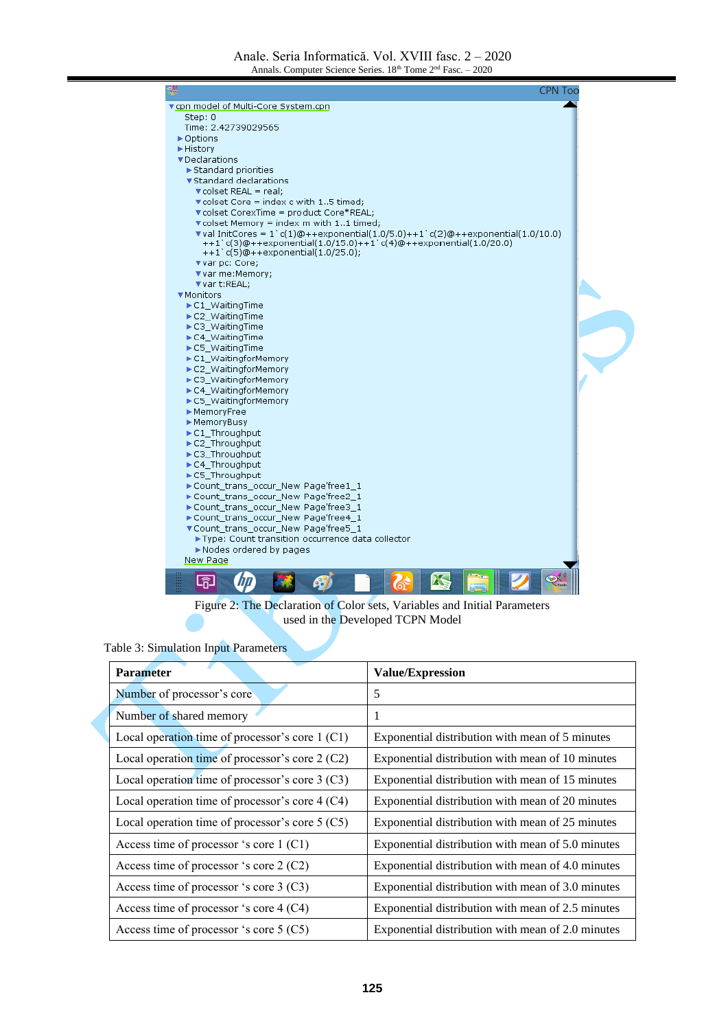```
cpn model of Multi-Core System.cpn
  Step: 0
  Time: 2.42739029565
  Options
  History
  Declarations
    Standard priorities
    Standard declarations
      colset REAL = real;
      colset Core = index c with 1..5 timed;
      colset CorexTime = product Core*REAL;
      colset Memory = index m with 1..1 timed;
      val InitCores = 1`c(1)@++exponential(1.0/5.0)++1`c(2)@++exponential(1.0/10.0)
        ++1`c(3)@++exponential(1.0/15.0)++1`c(4)@++exponential(1.0/20.0)
        ++1`c(5)@++exponential(1.0/25.0);
      var pc: Core;
      var me:Memory;
      var t:REAL;
  Monitors
    C1_WaitingTime
    C2_WaitingTime
    C3_WaitingTime
    C4_WaitingTime
    C5_WaitingTime
    C1_WaitingforMemory
    C2_WaitingforMemory
    C3_WaitingforMemory
    C4_WaitingforMemory
    C5_WaitingforMemory
    MemoryFree
    MemoryBusy
    C1_Throughput
    C2_Throughput
    C3_Throughput
    C4_Throughput
    C5_Throughput
    Count_trans_occur_New Page'free1_1
    Count_trans_occur_New Page'free2_1
    Count_trans_occur_New Page'free3_1
    Count_trans_occur_New Page'free4_1
    Count_trans_occur_New Page'free5_1
      Type: Count transition occurrence data collector
      Nodes ordered by pages
  New Page
```

Figure 2: The Declaration of Color sets, Variables and Initial Parameters used in the Developed TCPN Model

Table 3: Simulation Input Parameters

| **Parameter** | **Value/Expression** |
|---|---|
| Number of processor's core | 5 |
| Number of shared memory | 1 |
| Local operation time of processor's core 1 (C1) | Exponential distribution with mean of 5 minutes |
| Local operation time of processor's core 2 (C2) | Exponential distribution with mean of 10 minutes |
| Local operation time of processor's core 3 (C3) | Exponential distribution with mean of 15 minutes |
| Local operation time of processor's core 4 (C4) | Exponential distribution with mean of 20 minutes |
| Local operation time of processor's core 5 (C5) | Exponential distribution with mean of 25 minutes |
| Access time of processor 's core 1 (C1) | Exponential distribution with mean of 5.0 minutes |
| Access time of processor 's core 2 (C2) | Exponential distribution with mean of 4.0 minutes |
| Access time of processor 's core 3 (C3) | Exponential distribution with mean of 3.0 minutes |
| Access time of processor 's core 4 (C4) | Exponential distribution with mean of 2.5 minutes |
| Access time of processor 's core 5 (C5) | Exponential distribution with mean of 2.0 minutes |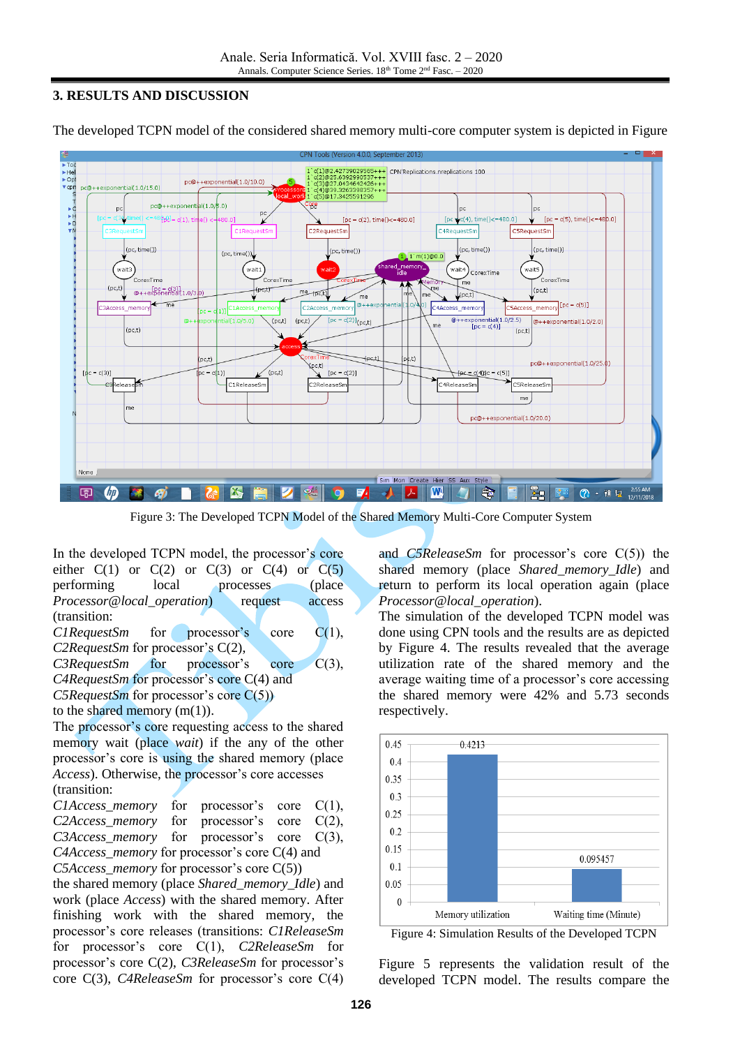## 3. RESULTS AND DISCUSSION

The developed TCPN model of the considered shared memory multi-core computer system is depicted in Figure

Figure 3: The Developed TCPN Model of the Shared Memory Multi-Core Computer System

In the developed TCPN model, the processor's core either C(1) or C(2) or C(3) or C(4) or C(5) performing local processes (place *Processor@local_operation*) request access (transition: *C1RequestSm* for processor's core C(1), *C2RequestSm* for processor's C(2), *C3RequestSm* for processor's core C(3), *C4RequestSm* for processor's core C(4) and *C5RequestSm* for processor's core C(5)) to the shared memory (m(1)).

The processor's core requesting access to the shared memory wait (place *wait*) if the any of the other processor's core is using the shared memory (place *Access*). Otherwise, the processor's core accesses (transition: *C1Access_memory* for processor's core C(1), *C2Access_memory* for processor's core C(2), *C3Access_memory* for processor's core C(3), *C4Access_memory* for processor's core C(4) and *C5Access_memory* for processor's core C(5)) the shared memory (place *Shared_memory_Idle*) and work (place *Access*) with the shared memory. After finishing work with the shared memory, the processor's core releases (transitions: *C1ReleaseSm* for processor's core C(1), *C2ReleaseSm* for processor's core C(2), *C3ReleaseSm* for processor's core C(3), *C4ReleaseSm* for processor's core C(4) and *C5ReleaseSm* for processor's core C(5)) the shared memory (place *Shared_memory_Idle*) and return to perform its local operation again (place *Processor@local_operation*).

The simulation of the developed TCPN model was done using CPN tools and the results are as depicted by Figure 4. The results revealed that the average utilization rate of the shared memory and the average waiting time of a processor's core accessing the shared memory were 42% and 5.73 seconds respectively.

Figure 4: Simulation Results of the Developed TCPN

Figure 5 represents the validation result of the developed TCPN model. The results compare the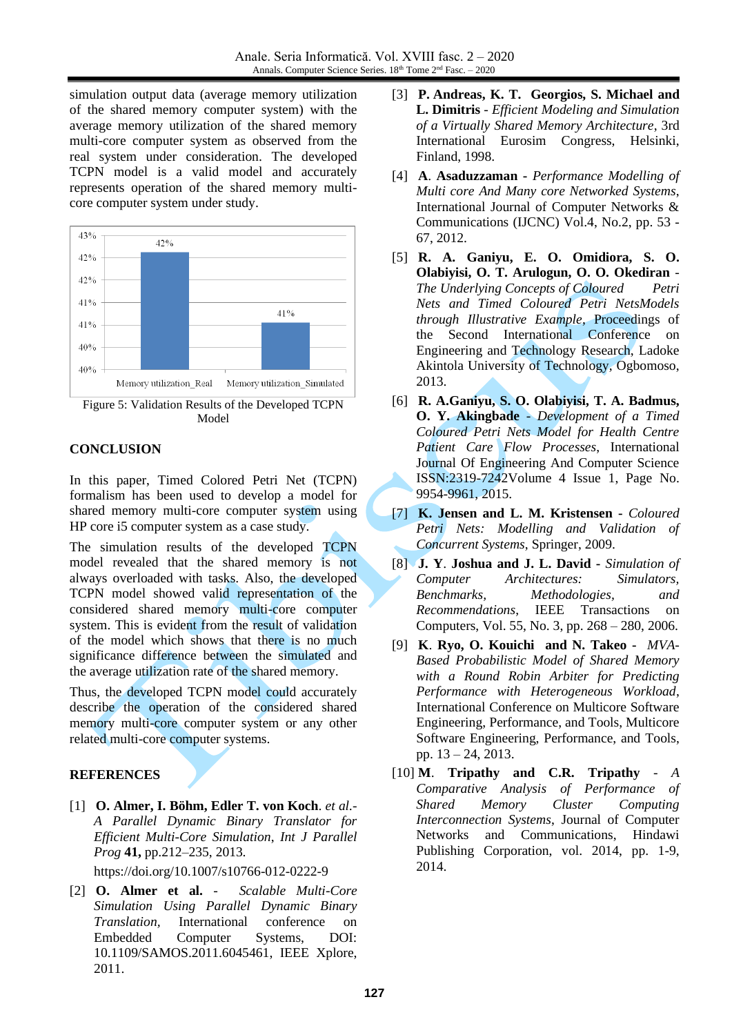simulation output data (average memory utilization of the shared memory computer system) with the average memory utilization of the shared memory multi-core computer system as observed from the real system under consideration. The developed TCPN model is a valid model and accurately represents operation of the shared memory multi-core computer system under study.

43%
42%
42%
41%
41%
40%
40%
42%
41%
Memory utilization_Real
Memory utilization_Simulated

Figure 5: Validation Results of the Developed TCPN Model

## CONCLUSION

In this paper, Timed Colored Petri Net (TCPN) formalism has been used to develop a model for shared memory multi-core computer system using HP core i5 computer system as a case study.

The simulation results of the developed TCPN model revealed that the shared memory is not always overloaded with tasks. Also, the developed TCPN model showed valid representation of the considered shared memory multi-core computer system. This is evident from the result of validation of the model which shows that there is no much significance difference between the simulated and the average utilization rate of the shared memory.

Thus, the developed TCPN model could accurately describe the operation of the considered shared memory multi-core computer system or any other related multi-core computer systems.

## REFERENCES

[1] **O. Almer, I. Böhm, Edler T. von Koch**. *et al.*- *A Parallel Dynamic Binary Translator for Efficient Multi-Core Simulation*, *Int J Parallel Prog* **41,** pp.212–235, 2013.
https://doi.org/10.1007/s10766-012-0222-9

[2] **O. Almer et al.** - *Scalable Multi-Core Simulation Using Parallel Dynamic Binary Translation,* International conference on Embedded Computer Systems, DOI: 10.1109/SAMOS.2011.6045461, IEEE Xplore, 2011.

[3] **P. Andreas, K. T. Georgios, S. Michael and L. Dimitris** - *Efficient Modeling and Simulation of a Virtually Shared Memory Architecture*, 3rd International Eurosim Congress, Helsinki, Finland, 1998.

[4] **A. Asaduzzaman -** *Performance Modelling of Multi core And Many core Networked Systems*, International Journal of Computer Networks & Communications (IJCNC) Vol.4, No.2, pp. 53 - 67, 2012.

[5] **R. A. Ganiyu, E. O. Omidiora, S. O. Olabiyisi, O. T. Arulogun, O. O. Okediran** - *The Underlying Concepts of Coloured Petri Nets and Timed Coloured Petri NetsModels through Illustrative Example*, Proceedings of the Second International Conference on Engineering and Technology Research, Ladoke Akintola University of Technology, Ogbomoso, 2013.

[6] **R. A.Ganiyu, S. O. Olabiyisi, T. A. Badmus, O. Y. Akingbade** - *Development of a Timed Coloured Petri Nets Model for Health Centre Patient Care Flow Processes*, International Journal Of Engineering And Computer Science ISSN:2319-7242Volume 4 Issue 1, Page No. 9954-9961, 2015.

[7] **K. Jensen and L. M. Kristensen** - *Coloured Petri Nets: Modelling and Validation of Concurrent Systems*, Springer, 2009.

[8] **J. Y. Joshua and J. L. David** - *Simulation of Computer Architectures: Simulators, Benchmarks, Methodologies, and Recommendations*, IEEE Transactions on Computers, Vol. 55, No. 3, pp. 268 – 280, 2006.

[9] **K. Ryo, O. Kouichi and N. Takeo -** *MVA-Based Probabilistic Model of Shared Memory with a Round Robin Arbiter for Predicting Performance with Heterogeneous Workload*, International Conference on Multicore Software Engineering, Performance, and Tools, Multicore Software Engineering, Performance, and Tools, pp. 13 – 24, 2013.

[10] **M. Tripathy and C.R. Tripathy** - *A Comparative Analysis of Performance of Shared Memory Cluster Computing Interconnection Systems*, Journal of Computer Networks and Communications, Hindawi Publishing Corporation, vol. 2014, pp. 1-9, 2014.